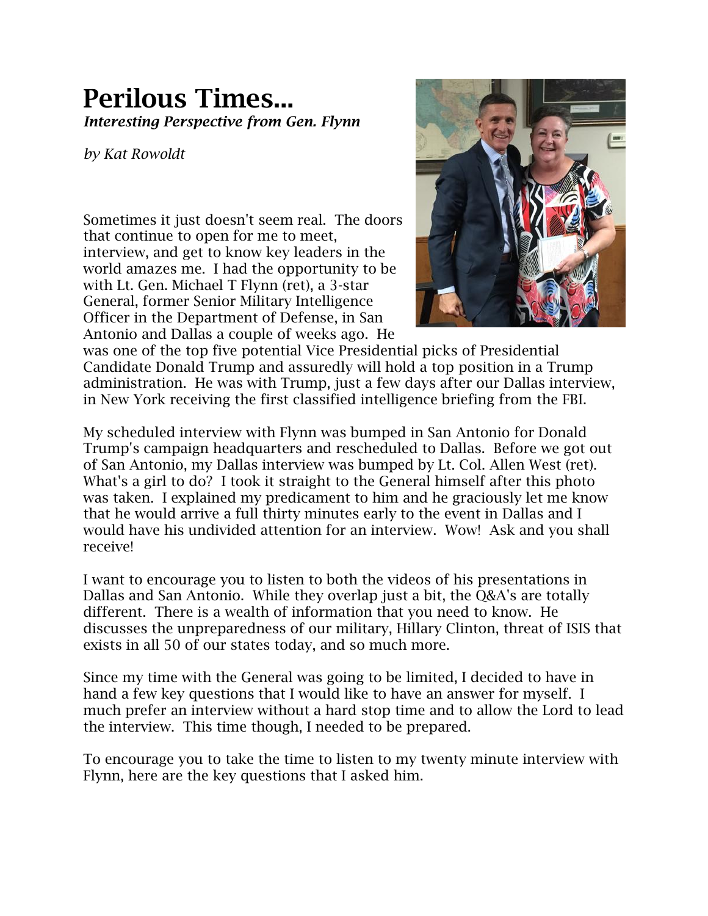# Perilous Times...

***Interesting Perspective from Gen. Flynn***

*by Kat Rowoldt*

Sometimes it just doesn't seem real. The doors that continue to open for me to meet, interview, and get to know key leaders in the world amazes me. I had the opportunity to be with Lt. Gen. Michael T Flynn (ret), a 3-star General, former Senior Military Intelligence Officer in the Department of Defense, in San Antonio and Dallas a couple of weeks ago. He was one of the top five potential Vice Presidential picks of Presidential Candidate Donald Trump and assuredly will hold a top position in a Trump administration. He was with Trump, just a few days after our Dallas interview, in New York receiving the first classified intelligence briefing from the FBI.

My scheduled interview with Flynn was bumped in San Antonio for Donald Trump's campaign headquarters and rescheduled to Dallas. Before we got out of San Antonio, my Dallas interview was bumped by Lt. Col. Allen West (ret). What's a girl to do? I took it straight to the General himself after this photo was taken. I explained my predicament to him and he graciously let me know that he would arrive a full thirty minutes early to the event in Dallas and I would have his undivided attention for an interview. Wow! Ask and you shall receive!

I want to encourage you to listen to both the videos of his presentations in Dallas and San Antonio. While they overlap just a bit, the Q&A's are totally different. There is a wealth of information that you need to know. He discusses the unpreparedness of our military, Hillary Clinton, threat of ISIS that exists in all 50 of our states today, and so much more.

Since my time with the General was going to be limited, I decided to have in hand a few key questions that I would like to have an answer for myself. I much prefer an interview without a hard stop time and to allow the Lord to lead the interview. This time though, I needed to be prepared.

To encourage you to take the time to listen to my twenty minute interview with Flynn, here are the key questions that I asked him.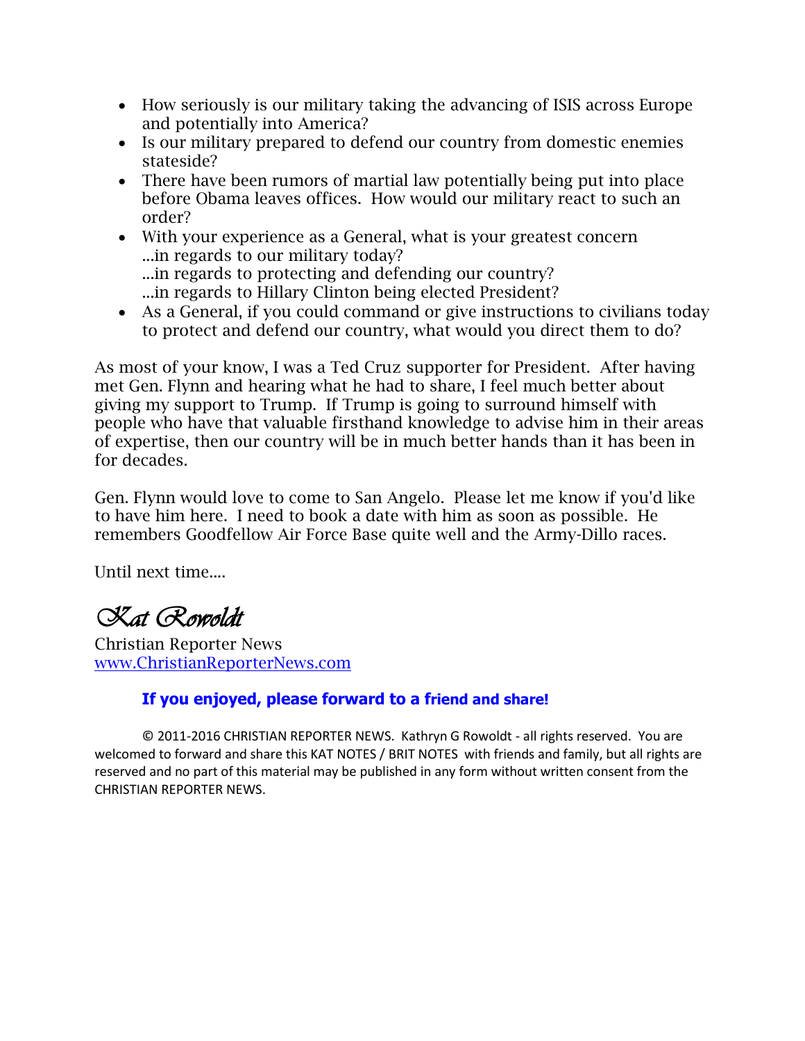- How seriously is our military taking the advancing of ISIS across Europe and potentially into America?
- Is our military prepared to defend our country from domestic enemies stateside?
- There have been rumors of martial law potentially being put into place before Obama leaves offices. How would our military react to such an order?
- With your experience as a General, what is your greatest concern
  …in regards to our military today?
  …in regards to protecting and defending our country?
  …in regards to Hillary Clinton being elected President?
- As a General, if you could command or give instructions to civilians today to protect and defend our country, what would you direct them to do?

As most of your know, I was a Ted Cruz supporter for President. After having met Gen. Flynn and hearing what he had to share, I feel much better about giving my support to Trump. If Trump is going to surround himself with people who have that valuable firsthand knowledge to advise him in their areas of expertise, then our country will be in much better hands than it has been in for decades.

Gen. Flynn would love to come to San Angelo. Please let me know if you'd like to have him here. I need to book a date with him as soon as possible. He remembers Goodfellow Air Force Base quite well and the Army-Dillo races.

Until next time….

*Kat Rowoldt*

Christian Reporter News
[www.ChristianReporterNews.com](http://www.ChristianReporterNews.com)

**If you enjoyed, please forward to a friend and share!**

© 2011-2016 CHRISTIAN REPORTER NEWS. Kathryn G Rowoldt - all rights reserved. You are welcomed to forward and share this KAT NOTES / BRIT NOTES with friends and family, but all rights are reserved and no part of this material may be published in any form without written consent from the CHRISTIAN REPORTER NEWS.